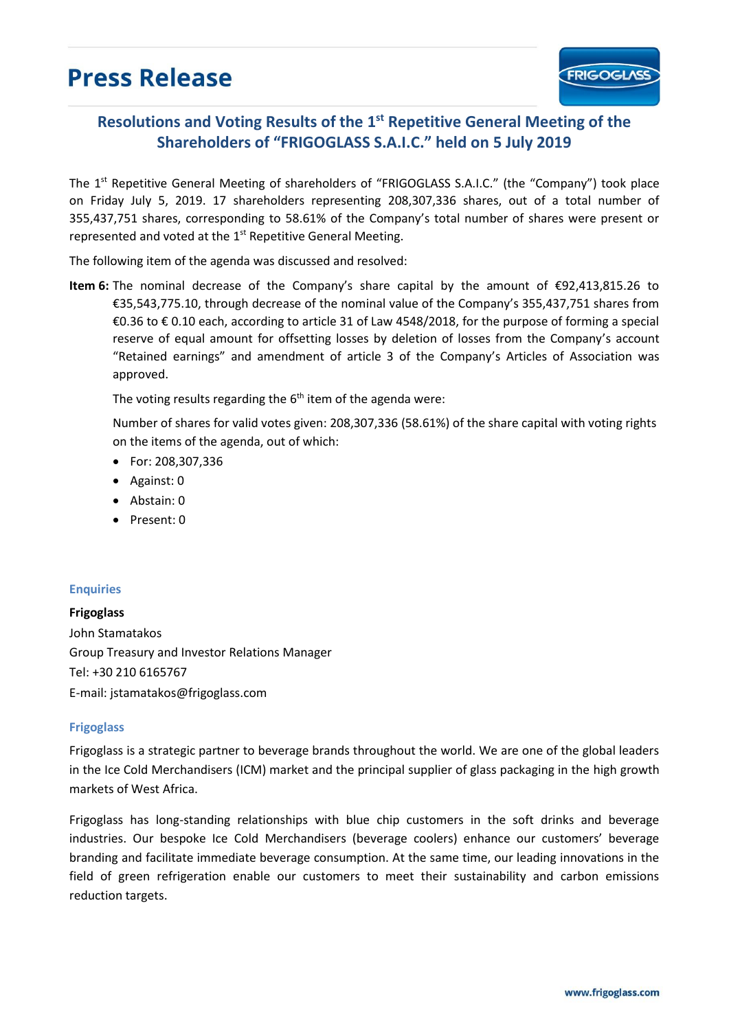# Press Release

## Resolutions and Voting Results of the 1st Repetitive General Meeting of the Shareholders of "FRIGOGLASS S.A.I.C." held on 5 July 2019

The 1st Repetitive General Meeting of shareholders of "FRIGOGLASS S.A.I.C." (the "Company") took place on Friday July 5, 2019. 17 shareholders representing 208,307,336 shares, out of a total number of 355,437,751 shares, corresponding to 58.61% of the Company's total number of shares were present or represented and voted at the 1st Repetitive General Meeting.

The following item of the agenda was discussed and resolved:

**Item 6:** The nominal decrease of the Company's share capital by the amount of €92,413,815.26 to €35,543,775.10, through decrease of the nominal value of the Company's 355,437,751 shares from €0.36 to € 0.10 each, according to article 31 of Law 4548/2018, for the purpose of forming a special reserve of equal amount for offsetting losses by deletion of losses from the Company's account "Retained earnings" and amendment of article 3 of the Company's Articles of Association was approved.

The voting results regarding the 6th item of the agenda were:

Number of shares for valid votes given: 208,307,336 (58.61%) of the share capital with voting rights on the items of the agenda, out of which:

- For: 208,307,336
- Against: 0
- Abstain: 0
- Present: 0

### Enquiries

**Frigoglass**
John Stamatakos
Group Treasury and Investor Relations Manager
Tel: +30 210 6165767
E-mail: jstamatakos@frigoglass.com

### Frigoglass

Frigoglass is a strategic partner to beverage brands throughout the world. We are one of the global leaders in the Ice Cold Merchandisers (ICM) market and the principal supplier of glass packaging in the high growth markets of West Africa.

Frigoglass has long-standing relationships with blue chip customers in the soft drinks and beverage industries. Our bespoke Ice Cold Merchandisers (beverage coolers) enhance our customers' beverage branding and facilitate immediate beverage consumption. At the same time, our leading innovations in the field of green refrigeration enable our customers to meet their sustainability and carbon emissions reduction targets.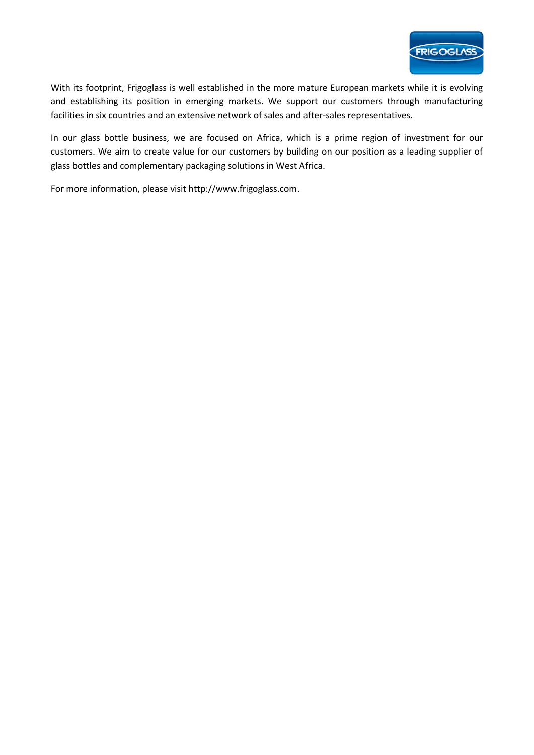With its footprint, Frigoglass is well established in the more mature European markets while it is evolving and establishing its position in emerging markets. We support our customers through manufacturing facilities in six countries and an extensive network of sales and after-sales representatives.

In our glass bottle business, we are focused on Africa, which is a prime region of investment for our customers. We aim to create value for our customers by building on our position as a leading supplier of glass bottles and complementary packaging solutions in West Africa.

For more information, please visit http://www.frigoglass.com.